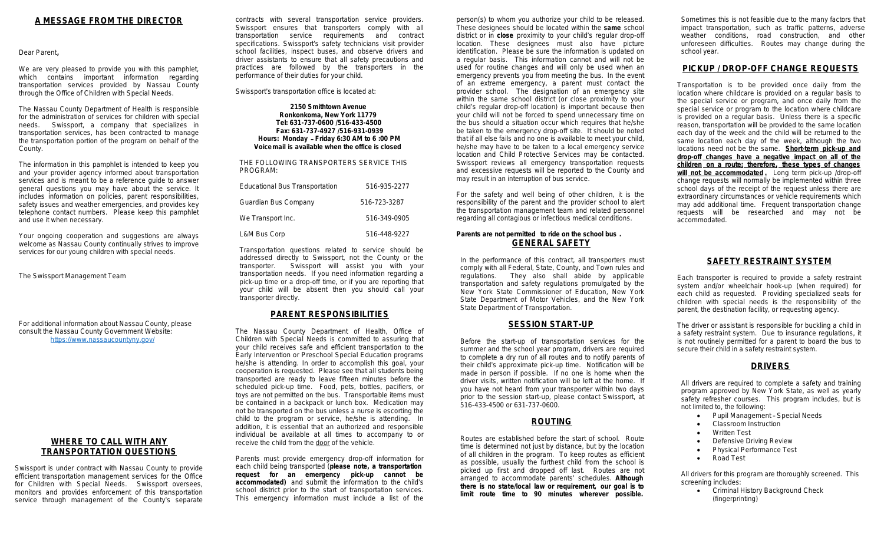## A MESSAGE FROM THE DIRECTOR

Dear Parent**,**

We are very pleased to provide you with this pamphlet, which contains important information regarding transportation services provided by Nassau County through the Office of Children with Special Needs.

The Nassau County Department of Health is responsible for the administration of services for children with special needs. Swissport, a company that specializes in transportation services, has been contracted to manage the transportation portion of the program on behalf of the County.

The information in this pamphlet is intended to keep you and your provider agency informed about transportation services and is meant to be a reference guide to answer general questions you may have about the service. It includes information on policies, parent responsibilities, safety issues and weather emergencies, and provides key telephone contact numbers. Please keep this pamphlet and use it when necessary.

Your ongoing cooperation and suggestions are always welcome as Nassau County continually strives to improve services for our young children with special needs.

The Swissport Management Team

For additional information about Nassau County, please consult the Nassau County Government Website:
https://www.nassaucountyny.gov/

## WHERE TO CALL WITH ANY TRANSPORTATION QUESTIONS

Swissport is under contract with Nassau County to provide efficient transportation management services for the Office for Children with Special Needs. Swissport oversees, monitors and provides enforcement of this transportation service through management of the County's separate contracts with several transportation service providers. Swissport ensures that transporters comply with all transportation service requirements and contract specifications. Swissport's safety technicians visit provider school facilities, inspect buses, and observe drivers and driver assistants to ensure that all safety precautions and practices are followed by the transporters in the performance of their duties for your child.

Swissport's transportation office is located at:

**2150 Smithtown Avenue**
**Ronkonkoma, New York 11779**
**Tel: 631-737-0600 /516-433-4500**
**Fax: 631-737-4927 /516-931-0939**
**Hours: Monday – Friday 6:30 AM to 6 :00 PM**
**Voicemail is available when the office is closed**

THE FOLLOWING TRANSPORTERS SERVICE THIS PROGRAM:

| | |
|---|---|
| Educational Bus Transportation | 516-935-2277 |
| Guardian Bus Company | 516-723-3287 |
| We Transport Inc. | 516-349-0905 |
| L&M Bus Corp | 516-448-9227 |

Transportation questions related to service should be addressed directly to Swissport, not the County or the transporter. Swissport will assist you with your transportation needs. If you need information regarding a pick-up time or a drop-off time, or if you are reporting that your child will be absent then you should call your transporter directly.

## PARENT RESPONSIBILITIES

The Nassau County Department of Health, Office of Children with Special Needs is committed to assuring that your child receives safe and efficient transportation to the Early Intervention or Preschool Special Education programs he/she is attending. In order to accomplish this goal, your cooperation is requested. Please see that all students being transported are ready to leave fifteen minutes before the scheduled pick-up time. Food, pets, bottles, pacifiers, or toys are not permitted on the bus. Transportable items must be contained in a backpack or lunch box. Medication may not be transported on the bus unless a nurse is escorting the child to the program or service, he/she is attending. In addition, it is essential that an authorized and responsible individual be available at all times to accompany to or receive the child from the door of the vehicle.

Parents must provide emergency drop-off information for each child being transported (**please note, a transportation request for an emergency pick-up cannot be accommodated)** and submit the information to the child's school district prior to the start of transportation services. This emergency information must include a list of the person(s) to whom you authorize your child to be released. These designees should be located within the **same** school district or in **close** proximity to your child's regular drop-off location. These designees must also have picture identification. Please be sure the information is updated on a regular basis. This information cannot and will not be used for routine changes and will only be used when an emergency prevents you from meeting the bus. In the event of an extreme emergency, a parent must contact the provider school. The designation of an emergency site within the same school district (or close proximity to your child's regular drop-off location) is important because then your child will not be forced to spend unnecessary time on the bus should a situation occur which requires that he/she be taken to the emergency drop-off site. It should be noted that if all else fails and no one is available to meet your child, he/she may have to be taken to a local emergency service location and Child Protective Services may be contacted. Swissport reviews all emergency transportation requests and excessive requests will be reported to the County and may result in an interruption of bus service.

For the safety and well being of other children, it is the responsibility of the parent and the provider school to alert the transportation management team and related personnel regarding all contagious or infectious medical conditions.

**Parents are not permitted to ride on the school bus .**

## GENERAL SAFETY

In the performance of this contract, all transporters must comply with all Federal, State, County, and Town rules and regulations. They also shall abide by applicable transportation and safety regulations promulgated by the New York State Commissioner of Education, New York State Department of Motor Vehicles, and the New York State Department of Transportation.

## SESSION START-UP

Before the start-up of transportation services for the summer and the school year program, drivers are required to complete a dry run of all routes and to notify parents of their child's approximate pick-up time. Notification will be made in person if possible. If no one is home when the driver visits, written notification will be left at the home. If you have not heard from your transporter within two days prior to the session start-up, please contact Swissport, at 516-433-4500 or 631-737-0600.

## ROUTING

Routes are established before the start of school. Route time is determined not just by distance, but by the location of all children in the program. To keep routes as efficient as possible, usually the furthest child from the school is picked up first and dropped off last. Routes are not arranged to accommodate parents' schedules. **Although there is no state/local law or requirement, our goal is to limit route time to 90 minutes wherever possible.** Sometimes this is not feasible due to the many factors that impact transportation, such as traffic patterns, adverse weather conditions, road construction, and other unforeseen difficulties. Routes may change during the school year.

## PICKUP / DROP-OFF CHANGE REQUESTS

Transportation is to be provided once daily from the location where childcare is provided on a regular basis to the special service or program, and once daily from the special service or program to the location where childcare is provided on a regular basis. Unless there is a specific reason, transportation will be provided to the same location each day of the week and the child will be returned to the same location each day of the week, although the two locations need not be the same. **Short-term pick-up and drop-off changes have a negative impact on all of the children on a route; therefore, these types of changes will not be accommodated.** Long term pick-up /drop-off change requests will normally be implemented within three school days of the receipt of the request unless there are extraordinary circumstances or vehicle requirements which may add additional time. Frequent transportation change requests will be researched and may not be accommodated.

## SAFETY RESTRAINT SYSTEM

Each transporter is required to provide a safety restraint system and/or wheelchair hook-up (when required) for each child as requested. Providing specialized seats for children with special needs is the responsibility of the parent, the destination facility, or requesting agency.

The driver or assistant is responsible for buckling a child in a safety restraint system. Due to insurance regulations, it is not routinely permitted for a parent to board the bus to secure their child in a safety restraint system.

## DRIVERS

All drivers are required to complete a safety and training program approved by New York State, as well as yearly safety refresher courses. This program includes, but is not limited to, the following:

- Pupil Management - Special Needs
- Classroom Instruction
- Written Test
- Defensive Driving Review
- Physical Performance Test
- Road Test

All drivers for this program are thoroughly screened. This screening includes:

- Criminal History Background Check (fingerprinting)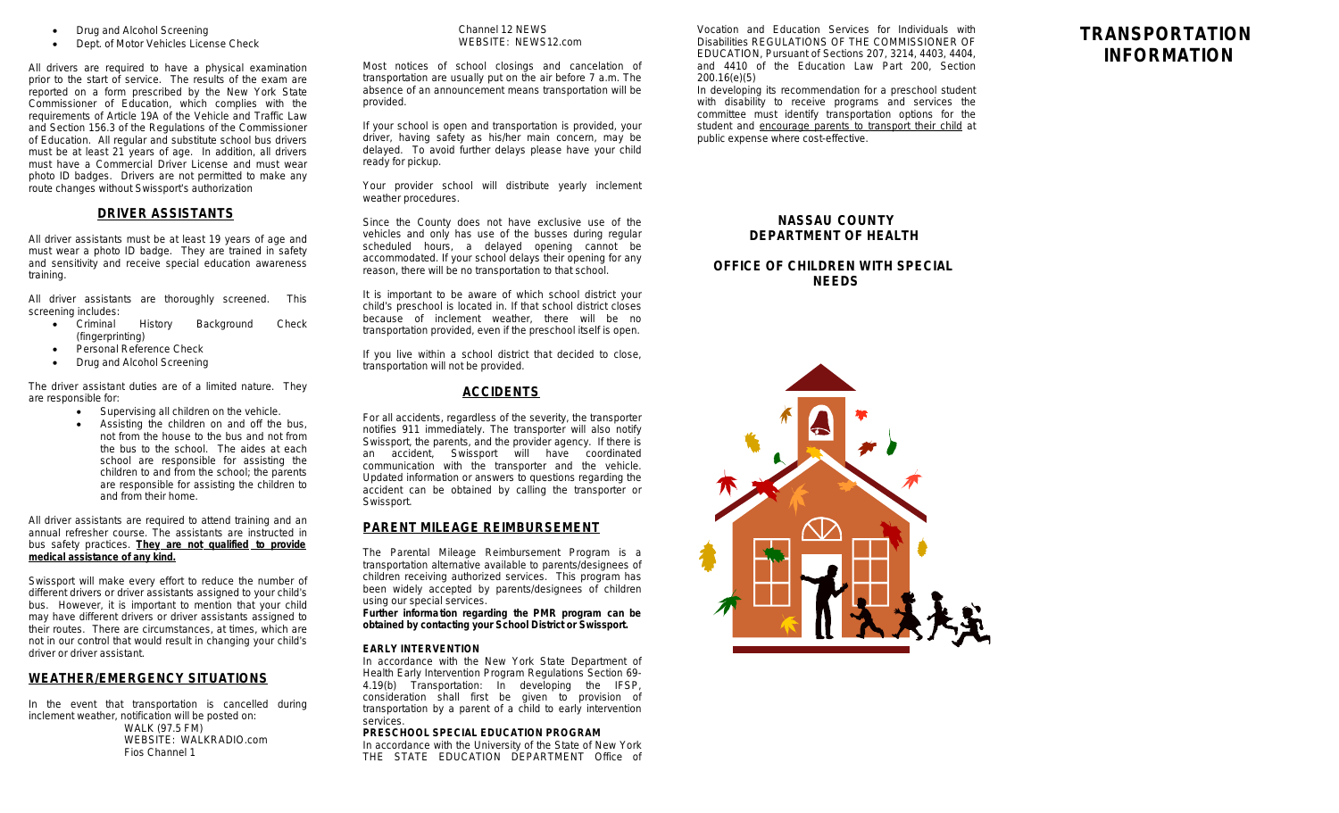- Drug and Alcohol Screening
- Dept. of Motor Vehicles License Check

All drivers are required to have a physical examination prior to the start of service. The results of the exam are reported on a form prescribed by the New York State Commissioner of Education, which complies with the requirements of Article 19A of the Vehicle and Traffic Law and Section 156.3 of the Regulations of the Commissioner of Education. All regular and substitute school bus drivers must be at least 21 years of age. In addition, all drivers must have a Commercial Driver License and must wear photo ID badges. Drivers are not permitted to make any route changes without Swissport's authorization

## DRIVER ASSISTANTS

All driver assistants must be at least 19 years of age and must wear a photo ID badge. They are trained in safety and sensitivity and receive special education awareness training.

All driver assistants are thoroughly screened. This screening includes:

- Criminal History Background Check (fingerprinting)
- Personal Reference Check
- Drug and Alcohol Screening

The driver assistant duties are of a limited nature. They are responsible for:

- Supervising all children on the vehicle.
- Assisting the children on and off the bus, not from the house to the bus and not from the bus to the school. The aides at each school are responsible for assisting the children to and from the school; the parents are responsible for assisting the children to and from their home.

All driver assistants are required to attend training and an annual refresher course. The assistants are instructed in bus safety practices. **They are not qualified to provide medical assistance of any kind.**

Swissport will make every effort to reduce the number of different drivers or driver assistants assigned to your child's bus. However, it is important to mention that your child may have different drivers or driver assistants assigned to their routes. There are circumstances, at times, which are not in our control that would result in changing your child's driver or driver assistant.

## WEATHER/EMERGENCY SITUATIONS

In the event that transportation is cancelled during inclement weather, notification will be posted on:

WALK (97.5 FM)
WEBSITE: WALKRADIO.com
Fios Channel 1
Channel 12 NEWS
WEBSITE: NEWS12.com

Most notices of school closings and cancelation of transportation are usually put on the air before 7 a.m. The absence of an announcement means transportation will be provided.

If your school is open and transportation is provided, your driver, having safety as his/her main concern, may be delayed. To avoid further delays please have your child ready for pickup.

Your provider school will distribute yearly inclement weather procedures.

Since the County does not have exclusive use of the vehicles and only has use of the busses during regular scheduled hours, a delayed opening cannot be accommodated. If your school delays their opening for any reason, there will be no transportation to that school.

It is important to be aware of which school district your child's preschool is located in. If that school district closes because of inclement weather, there will be no transportation provided, even if the preschool itself is open.

If you live within a school district that decided to close, transportation will not be provided.

## ACCIDENTS

For all accidents, regardless of the severity, the transporter notifies 911 immediately. The transporter will also notify Swissport, the parents, and the provider agency. If there is an accident, Swissport will have coordinated communication with the transporter and the vehicle. Updated information or answers to questions regarding the accident can be obtained by calling the transporter or Swissport.

## PARENT MILEAGE REIMBURSEMENT

The Parental Mileage Reimbursement Program is a transportation alternative available to parents/designees of children receiving authorized services. This program has been widely accepted by parents/designees of children using our special services.

***Further information regarding the PMR program can be obtained by contacting your School District or Swissport.***

**EARLY INTERVENTION**

In accordance with the New York State Department of Health Early Intervention Program Regulations Section 69-4.19(b) Transportation: In developing the IFSP, consideration shall first be given to provision of transportation by a parent of a child to early intervention services.

**PRESCHOOL SPECIAL EDUCATION PROGRAM**

In accordance with the University of the State of New York THE STATE EDUCATION DEPARTMENT Office of Vocation and Education Services for Individuals with Disabilities REGULATIONS OF THE COMMISSIONER OF EDUCATION, Pursuant of Sections 207, 3214, 4403, 4404, and 4410 of the Education Law Part 200, Section 200.16(e)(5)

In developing its recommendation for a preschool student with disability to receive programs and services the committee must identify transportation options for the student and <u>encourage parents to transport their child</u> at public expense where cost-effective.

# TRANSPORTATION INFORMATION

**NASSAU COUNTY DEPARTMENT OF HEALTH**

**OFFICE OF CHILDREN WITH SPECIAL NEEDS**